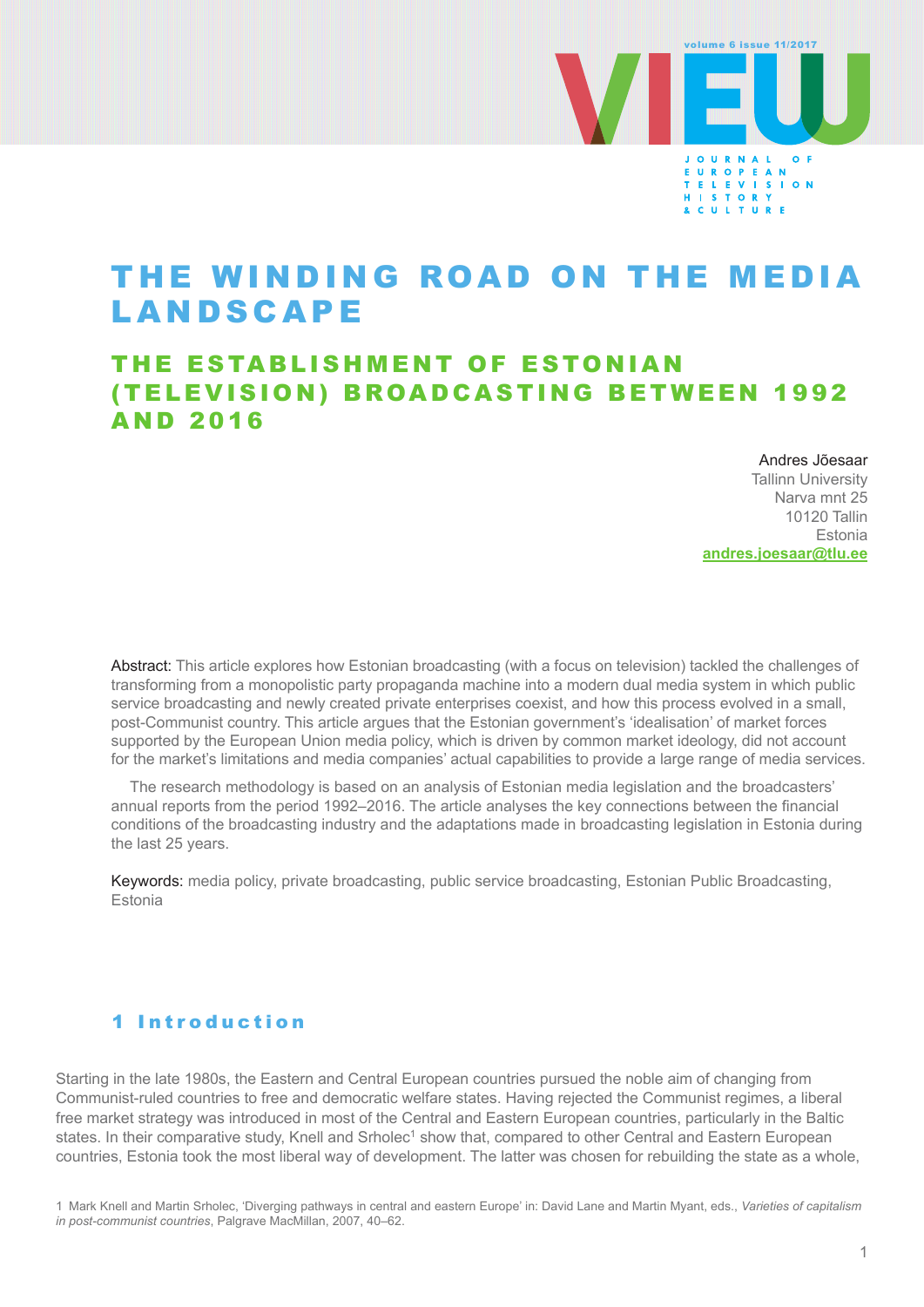# THE WINDING ROAD ON THE MEDIA LANDSCAPE

## THE ESTABLISHMENT OF ESTONIAN (TELEVISION) BROADCASTING BETWEEN 1992 AND 2016

Andres Jõesaar
Tallinn University
Narva mnt 25
10120 Tallin
Estonia
**andres.joesaar@tlu.ee**

Abstract: This article explores how Estonian broadcasting (with a focus on television) tackled the challenges of transforming from a monopolistic party propaganda machine into a modern dual media system in which public service broadcasting and newly created private enterprises coexist, and how this process evolved in a small, post-Communist country. This article argues that the Estonian government's 'idealisation' of market forces supported by the European Union media policy, which is driven by common market ideology, did not account for the market's limitations and media companies' actual capabilities to provide a large range of media services.

The research methodology is based on an analysis of Estonian media legislation and the broadcasters' annual reports from the period 1992–2016. The article analyses the key connections between the financial conditions of the broadcasting industry and the adaptations made in broadcasting legislation in Estonia during the last 25 years.

Keywords: media policy, private broadcasting, public service broadcasting, Estonian Public Broadcasting, Estonia

## 1 Introduction

Starting in the late 1980s, the Eastern and Central European countries pursued the noble aim of changing from Communist-ruled countries to free and democratic welfare states. Having rejected the Communist regimes, a liberal free market strategy was introduced in most of the Central and Eastern European countries, particularly in the Baltic states. In their comparative study, Knell and Srholec[1] show that, compared to other Central and Eastern European countries, Estonia took the most liberal way of development. The latter was chosen for rebuilding the state as a whole,

1 Mark Knell and Martin Srholec, 'Diverging pathways in central and eastern Europe' in: David Lane and Martin Myant, eds., *Varieties of capitalism in post-communist countries*, Palgrave MacMillan, 2007, 40–62.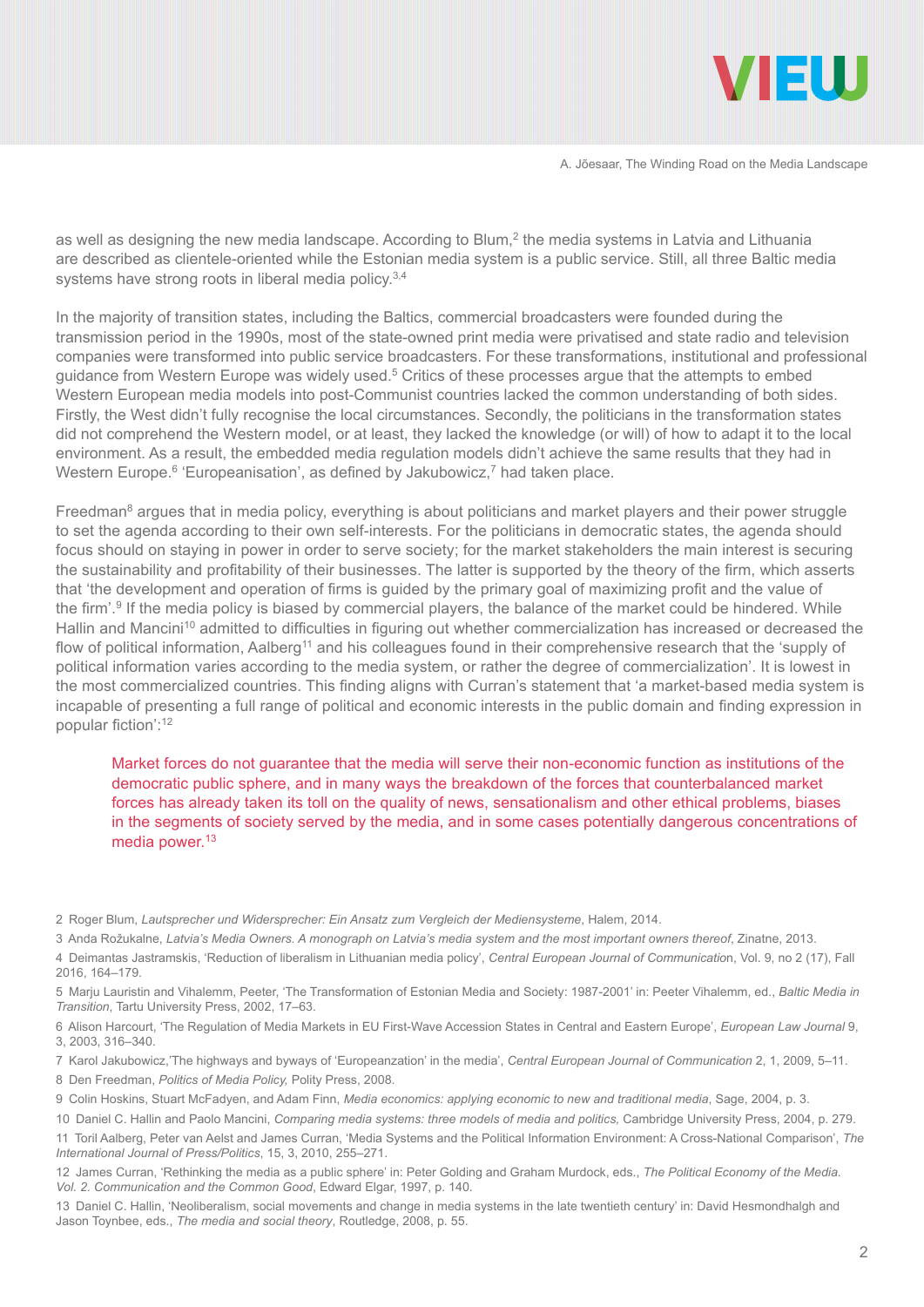as well as designing the new media landscape. According to Blum,[2] the media systems in Latvia and Lithuania are described as clientele-oriented while the Estonian media system is a public service. Still, all three Baltic media systems have strong roots in liberal media policy.[3,4]

In the majority of transition states, including the Baltics, commercial broadcasters were founded during the transmission period in the 1990s, most of the state-owned print media were privatised and state radio and television companies were transformed into public service broadcasters. For these transformations, institutional and professional guidance from Western Europe was widely used.[5] Critics of these processes argue that the attempts to embed Western European media models into post-Communist countries lacked the common understanding of both sides. Firstly, the West didn't fully recognise the local circumstances. Secondly, the politicians in the transformation states did not comprehend the Western model, or at least, they lacked the knowledge (or will) of how to adapt it to the local environment. As a result, the embedded media regulation models didn't achieve the same results that they had in Western Europe.[6] 'Europeanisation', as defined by Jakubowicz,[7] had taken place.

Freedman[8] argues that in media policy, everything is about politicians and market players and their power struggle to set the agenda according to their own self-interests. For the politicians in democratic states, the agenda should focus should on staying in power in order to serve society; for the market stakeholders the main interest is securing the sustainability and profitability of their businesses. The latter is supported by the theory of the firm, which asserts that 'the development and operation of firms is guided by the primary goal of maximizing profit and the value of the firm'.[9] If the media policy is biased by commercial players, the balance of the market could be hindered. While Hallin and Mancini[10] admitted to difficulties in figuring out whether commercialization has increased or decreased the flow of political information, Aalberg[11] and his colleagues found in their comprehensive research that the 'supply of political information varies according to the media system, or rather the degree of commercialization'. It is lowest in the most commercialized countries. This finding aligns with Curran's statement that 'a market-based media system is incapable of presenting a full range of political and economic interests in the public domain and finding expression in popular fiction':[12]

> Market forces do not guarantee that the media will serve their non-economic function as institutions of the democratic public sphere, and in many ways the breakdown of the forces that counterbalanced market forces has already taken its toll on the quality of news, sensationalism and other ethical problems, biases in the segments of society served by the media, and in some cases potentially dangerous concentrations of media power.[13]

2 Roger Blum, *Lautsprecher und Widersprecher: Ein Ansatz zum Vergleich der Mediensysteme*, Halem, 2014.

3 Anda Rožukalne, *Latvia's Media Owners. A monograph on Latvia's media system and the most important owners thereof*, Zinatne, 2013.

4 Deimantas Jastramskis, 'Reduction of liberalism in Lithuanian media policy', *Central European Journal of Communication*, Vol. 9, no 2 (17), Fall 2016, 164–179.

5 Marju Lauristin and Vihalemm, Peeter, 'The Transformation of Estonian Media and Society: 1987-2001' in: Peeter Vihalemm, ed., *Baltic Media in Transition*, Tartu University Press, 2002, 17–63.

6 Alison Harcourt, 'The Regulation of Media Markets in EU First-Wave Accession States in Central and Eastern Europe', *European Law Journal* 9, 3, 2003, 316–340.

7 Karol Jakubowicz,'The highways and byways of 'Europeanzation' in the media', *Central European Journal of Communication* 2, 1, 2009, 5–11.

8 Den Freedman, *Politics of Media Policy,* Polity Press, 2008.

9 Colin Hoskins, Stuart McFadyen, and Adam Finn, *Media economics: applying economic to new and traditional media*, Sage, 2004, p. 3.

10 Daniel C. Hallin and Paolo Mancini, *Comparing media systems: three models of media and politics,* Cambridge University Press, 2004, p. 279.

11 Toril Aalberg, Peter van Aelst and James Curran, 'Media Systems and the Political Information Environment: A Cross-National Comparison', *The International Journal of Press/Politics*, 15, 3, 2010, 255–271.

12 James Curran, 'Rethinking the media as a public sphere' in: Peter Golding and Graham Murdock, eds., *The Political Economy of the Media. Vol. 2. Communication and the Common Good*, Edward Elgar, 1997, p. 140.

13 Daniel C. Hallin, 'Neoliberalism, social movements and change in media systems in the late twentieth century' in: David Hesmondhalgh and Jason Toynbee, eds., *The media and social theory*, Routledge, 2008, p. 55.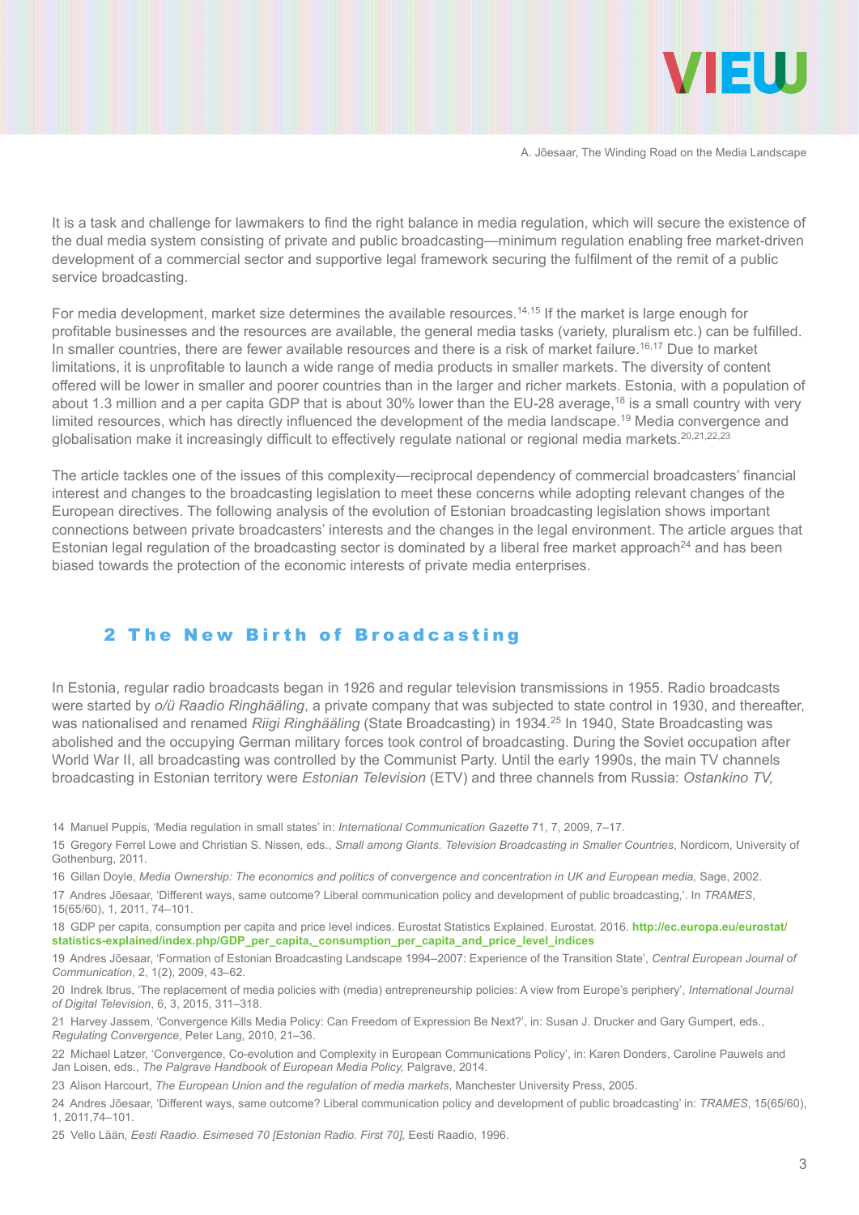It is a task and challenge for lawmakers to find the right balance in media regulation, which will secure the existence of the dual media system consisting of private and public broadcasting—minimum regulation enabling free market-driven development of a commercial sector and supportive legal framework securing the fulfilment of the remit of a public service broadcasting.

For media development, market size determines the available resources.[14,15] If the market is large enough for profitable businesses and the resources are available, the general media tasks (variety, pluralism etc.) can be fulfilled. In smaller countries, there are fewer available resources and there is a risk of market failure.[16,17] Due to market limitations, it is unprofitable to launch a wide range of media products in smaller markets. The diversity of content offered will be lower in smaller and poorer countries than in the larger and richer markets. Estonia, with a population of about 1.3 million and a per capita GDP that is about 30% lower than the EU-28 average,[18] is a small country with very limited resources, which has directly influenced the development of the media landscape.[19] Media convergence and globalisation make it increasingly difficult to effectively regulate national or regional media markets.[20,21,22,23]

The article tackles one of the issues of this complexity—reciprocal dependency of commercial broadcasters' financial interest and changes to the broadcasting legislation to meet these concerns while adopting relevant changes of the European directives. The following analysis of the evolution of Estonian broadcasting legislation shows important connections between private broadcasters' interests and the changes in the legal environment. The article argues that Estonian legal regulation of the broadcasting sector is dominated by a liberal free market approach[24] and has been biased towards the protection of the economic interests of private media enterprises.

## 2 The New Birth of Broadcasting

In Estonia, regular radio broadcasts began in 1926 and regular television transmissions in 1955. Radio broadcasts were started by *o/ü Raadio Ringhääling*, a private company that was subjected to state control in 1930, and thereafter, was nationalised and renamed *Riigi Ringhääling* (State Broadcasting) in 1934.[25] In 1940, State Broadcasting was abolished and the occupying German military forces took control of broadcasting. During the Soviet occupation after World War II, all broadcasting was controlled by the Communist Party. Until the early 1990s, the main TV channels broadcasting in Estonian territory were *Estonian Television* (ETV) and three channels from Russia: *Ostankino TV,*

---

14 Manuel Puppis, 'Media regulation in small states' in: *International Communication Gazette* 71, 7, 2009, 7–17.

15 Gregory Ferrel Lowe and Christian S. Nissen, eds., *Small among Giants. Television Broadcasting in Smaller Countries*, Nordicom, University of Gothenburg, 2011.

16 Gillan Doyle, *Media Ownership: The economics and politics of convergence and concentration in UK and European media,* Sage, 2002.

17 Andres Jõesaar, 'Different ways, same outcome? Liberal communication policy and development of public broadcasting,'. In *TRAMES*, 15(65/60), 1, 2011, 74–101.

18 GDP per capita, consumption per capita and price level indices. Eurostat Statistics Explained. Eurostat. 2016. **http://ec.europa.eu/eurostat/statistics-explained/index.php/GDP_per_capita,_consumption_per_capita_and_price_level_indices**

19 Andres Jõesaar, 'Formation of Estonian Broadcasting Landscape 1994–2007: Experience of the Transition State', *Central European Journal of Communication*, 2, 1(2), 2009, 43–62.

20 Indrek Ibrus, 'The replacement of media policies with (media) entrepreneurship policies: A view from Europe's periphery', *International Journal of Digital Television*, 6, 3, 2015, 311–318.

21 Harvey Jassem, 'Convergence Kills Media Policy: Can Freedom of Expression Be Next?', in: Susan J. Drucker and Gary Gumpert, eds., *Regulating Convergence*, Peter Lang, 2010, 21–36.

22 Michael Latzer, 'Convergence, Co-evolution and Complexity in European Communications Policy', in: Karen Donders, Caroline Pauwels and Jan Loisen, eds., *The Palgrave Handbook of European Media Policy,* Palgrave, 2014.

23 Alison Harcourt, *The European Union and the regulation of media markets*, Manchester University Press, 2005.

24 Andres Jõesaar, 'Different ways, same outcome? Liberal communication policy and development of public broadcasting' in: *TRAMES*, 15(65/60), 1, 2011,74–101.

25 Vello Lään, *Eesti Raadio. Esimesed 70 [Estonian Radio. First 70],* Eesti Raadio, 1996.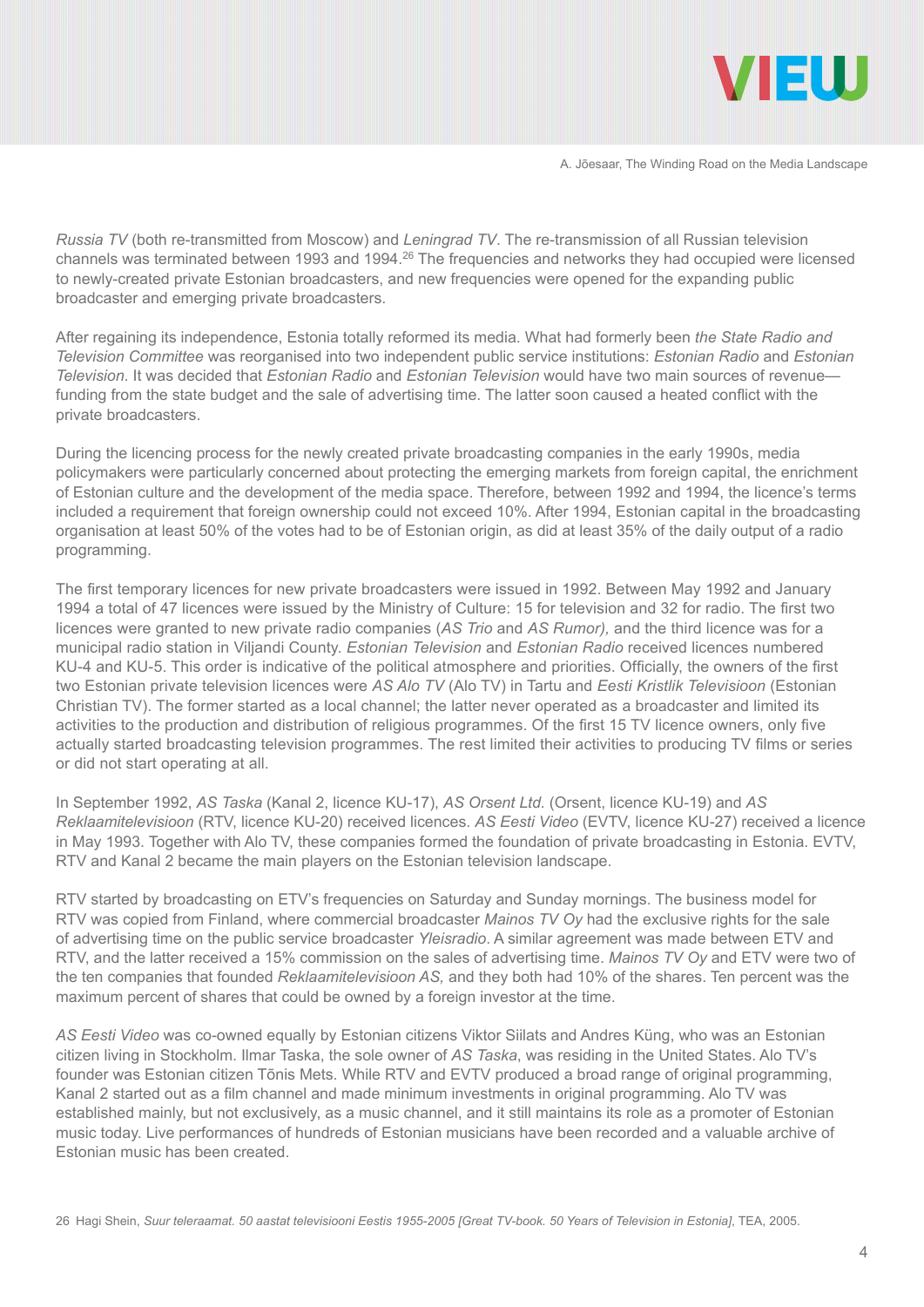*Russia TV* (both re-transmitted from Moscow) and *Leningrad TV*. The re-transmission of all Russian television channels was terminated between 1993 and 1994.[26] The frequencies and networks they had occupied were licensed to newly-created private Estonian broadcasters, and new frequencies were opened for the expanding public broadcaster and emerging private broadcasters.

After regaining its independence, Estonia totally reformed its media. What had formerly been *the State Radio and Television Committee* was reorganised into two independent public service institutions: *Estonian Radio* and *Estonian Television*. It was decided that *Estonian Radio* and *Estonian Television* would have two main sources of revenue—funding from the state budget and the sale of advertising time. The latter soon caused a heated conflict with the private broadcasters.

During the licencing process for the newly created private broadcasting companies in the early 1990s, media policymakers were particularly concerned about protecting the emerging markets from foreign capital, the enrichment of Estonian culture and the development of the media space. Therefore, between 1992 and 1994, the licence's terms included a requirement that foreign ownership could not exceed 10%. After 1994, Estonian capital in the broadcasting organisation at least 50% of the votes had to be of Estonian origin, as did at least 35% of the daily output of a radio programming.

The first temporary licences for new private broadcasters were issued in 1992. Between May 1992 and January 1994 a total of 47 licences were issued by the Ministry of Culture: 15 for television and 32 for radio. The first two licences were granted to new private radio companies (*AS Trio* and *AS Rumor),* and the third licence was for a municipal radio station in Viljandi County. *Estonian Television* and *Estonian Radio* received licences numbered KU-4 and KU-5. This order is indicative of the political atmosphere and priorities. Officially, the owners of the first two Estonian private television licences were *AS Alo TV* (Alo TV) in Tartu and *Eesti Kristlik Televisioon* (Estonian Christian TV). The former started as a local channel; the latter never operated as a broadcaster and limited its activities to the production and distribution of religious programmes. Of the first 15 TV licence owners, only five actually started broadcasting television programmes. The rest limited their activities to producing TV films or series or did not start operating at all.

In September 1992, *AS Taska* (Kanal 2, licence KU-17), *AS Orsent Ltd.* (Orsent, licence KU-19) and *AS Reklaamitelevisioon* (RTV, licence KU-20) received licences. *AS Eesti Video* (EVTV, licence KU-27) received a licence in May 1993. Together with Alo TV, these companies formed the foundation of private broadcasting in Estonia. EVTV, RTV and Kanal 2 became the main players on the Estonian television landscape.

RTV started by broadcasting on ETV's frequencies on Saturday and Sunday mornings. The business model for RTV was copied from Finland, where commercial broadcaster *Mainos TV Oy* had the exclusive rights for the sale of advertising time on the public service broadcaster *Yleisradio*. A similar agreement was made between ETV and RTV, and the latter received a 15% commission on the sales of advertising time. *Mainos TV Oy* and ETV were two of the ten companies that founded *Reklaamitelevisioon AS,* and they both had 10% of the shares. Ten percent was the maximum percent of shares that could be owned by a foreign investor at the time.

*AS Eesti Video* was co-owned equally by Estonian citizens Viktor Siilats and Andres Küng, who was an Estonian citizen living in Stockholm. Ilmar Taska, the sole owner of *AS Taska*, was residing in the United States. Alo TV's founder was Estonian citizen Tõnis Mets. While RTV and EVTV produced a broad range of original programming, Kanal 2 started out as a film channel and made minimum investments in original programming. Alo TV was established mainly, but not exclusively, as a music channel, and it still maintains its role as a promoter of Estonian music today. Live performances of hundreds of Estonian musicians have been recorded and a valuable archive of Estonian music has been created.

26 Hagi Shein, *Suur teleraamat. 50 aastat televisiooni Eestis 1955-2005 [Great TV-book. 50 Years of Television in Estonia]*, TEA, 2005.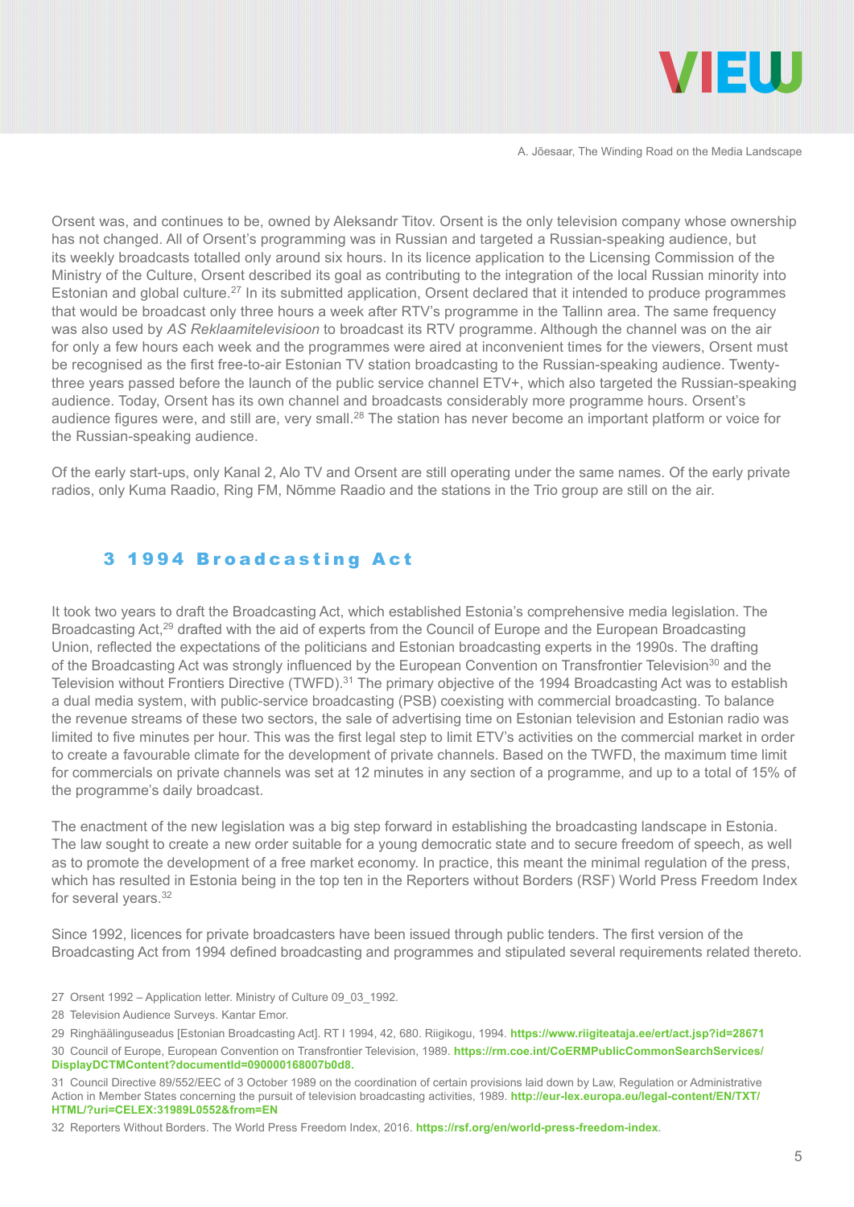Orsent was, and continues to be, owned by Aleksandr Titov. Orsent is the only television company whose ownership has not changed. All of Orsent's programming was in Russian and targeted a Russian-speaking audience, but its weekly broadcasts totalled only around six hours. In its licence application to the Licensing Commission of the Ministry of the Culture, Orsent described its goal as contributing to the integration of the local Russian minority into Estonian and global culture.[27] In its submitted application, Orsent declared that it intended to produce programmes that would be broadcast only three hours a week after RTV's programme in the Tallinn area. The same frequency was also used by *AS Reklaamitelevisioon* to broadcast its RTV programme. Although the channel was on the air for only a few hours each week and the programmes were aired at inconvenient times for the viewers, Orsent must be recognised as the first free-to-air Estonian TV station broadcasting to the Russian-speaking audience. Twenty-three years passed before the launch of the public service channel ETV+, which also targeted the Russian-speaking audience. Today, Orsent has its own channel and broadcasts considerably more programme hours. Orsent's audience figures were, and still are, very small.[28] The station has never become an important platform or voice for the Russian-speaking audience.

Of the early start-ups, only Kanal 2, Alo TV and Orsent are still operating under the same names. Of the early private radios, only Kuma Raadio, Ring FM, Nõmme Raadio and the stations in the Trio group are still on the air.

## 3 1994 Broadcasting Act

It took two years to draft the Broadcasting Act, which established Estonia's comprehensive media legislation. The Broadcasting Act,[29] drafted with the aid of experts from the Council of Europe and the European Broadcasting Union, reflected the expectations of the politicians and Estonian broadcasting experts in the 1990s. The drafting of the Broadcasting Act was strongly influenced by the European Convention on Transfrontier Television[30] and the Television without Frontiers Directive (TWFD).[31] The primary objective of the 1994 Broadcasting Act was to establish a dual media system, with public-service broadcasting (PSB) coexisting with commercial broadcasting. To balance the revenue streams of these two sectors, the sale of advertising time on Estonian television and Estonian radio was limited to five minutes per hour. This was the first legal step to limit ETV's activities on the commercial market in order to create a favourable climate for the development of private channels. Based on the TWFD, the maximum time limit for commercials on private channels was set at 12 minutes in any section of a programme, and up to a total of 15% of the programme's daily broadcast.

The enactment of the new legislation was a big step forward in establishing the broadcasting landscape in Estonia. The law sought to create a new order suitable for a young democratic state and to secure freedom of speech, as well as to promote the development of a free market economy. In practice, this meant the minimal regulation of the press, which has resulted in Estonia being in the top ten in the Reporters without Borders (RSF) World Press Freedom Index for several years.[32]

Since 1992, licences for private broadcasters have been issued through public tenders. The first version of the Broadcasting Act from 1994 defined broadcasting and programmes and stipulated several requirements related thereto.

27 Orsent 1992 – Application letter. Ministry of Culture 09_03_1992.

28 Television Audience Surveys. Kantar Emor.

29 Ringhäälinguseadus [Estonian Broadcasting Act]. RT I 1994, 42, 680. Riigikogu, 1994. **https://www.riigiteataja.ee/ert/act.jsp?id=28671**

30 Council of Europe, European Convention on Transfrontier Television, 1989. **https://rm.coe.int/CoERMPublicCommonSearchServices/DisplayDCTMContent?documentId=090000168007b0d8.**

31 Council Directive 89/552/EEC of 3 October 1989 on the coordination of certain provisions laid down by Law, Regulation or Administrative Action in Member States concerning the pursuit of television broadcasting activities, 1989. **http://eur-lex.europa.eu/legal-content/EN/TXT/HTML/?uri=CELEX:31989L0552&from=EN**

32 Reporters Without Borders. The World Press Freedom Index, 2016. **https://rsf.org/en/world-press-freedom-index**.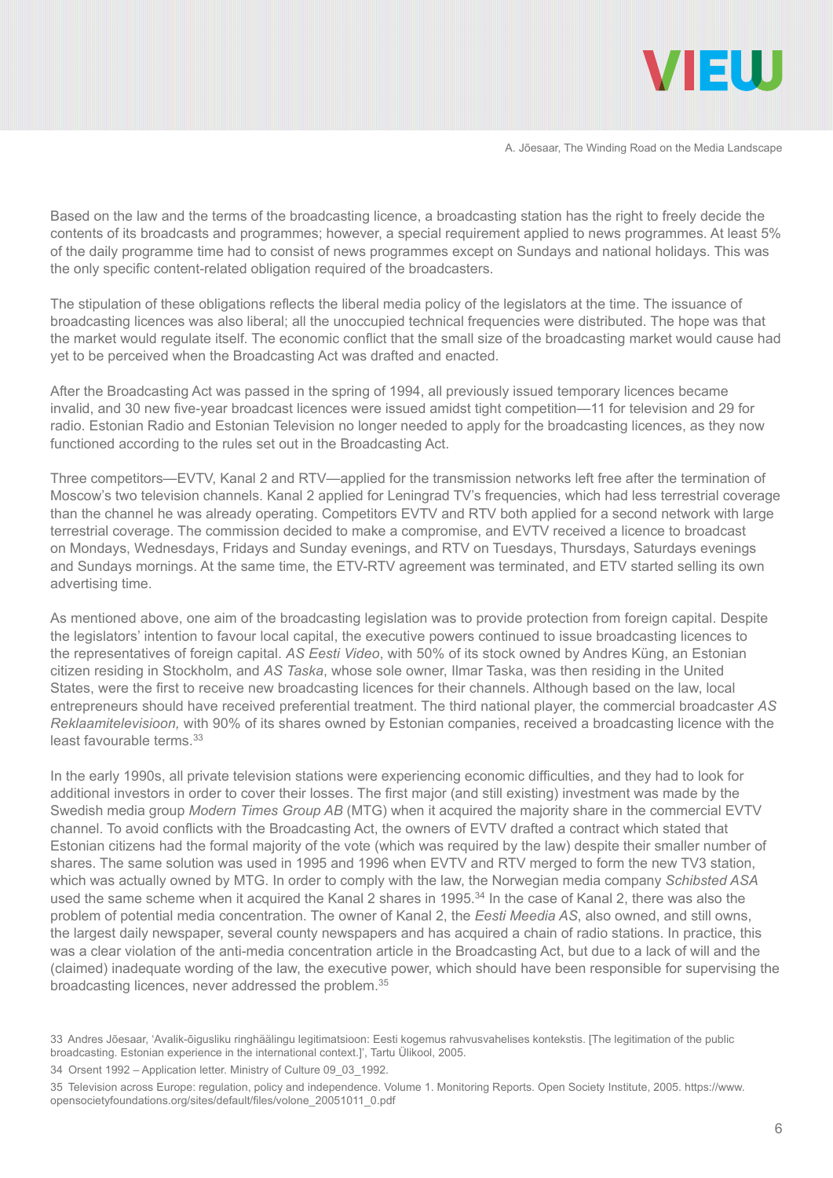Based on the law and the terms of the broadcasting licence, a broadcasting station has the right to freely decide the contents of its broadcasts and programmes; however, a special requirement applied to news programmes. At least 5% of the daily programme time had to consist of news programmes except on Sundays and national holidays. This was the only specific content-related obligation required of the broadcasters.

The stipulation of these obligations reflects the liberal media policy of the legislators at the time. The issuance of broadcasting licences was also liberal; all the unoccupied technical frequencies were distributed. The hope was that the market would regulate itself. The economic conflict that the small size of the broadcasting market would cause had yet to be perceived when the Broadcasting Act was drafted and enacted.

After the Broadcasting Act was passed in the spring of 1994, all previously issued temporary licences became invalid, and 30 new five-year broadcast licences were issued amidst tight competition—11 for television and 29 for radio. Estonian Radio and Estonian Television no longer needed to apply for the broadcasting licences, as they now functioned according to the rules set out in the Broadcasting Act.

Three competitors—EVTV, Kanal 2 and RTV—applied for the transmission networks left free after the termination of Moscow's two television channels. Kanal 2 applied for Leningrad TV's frequencies, which had less terrestrial coverage than the channel he was already operating. Competitors EVTV and RTV both applied for a second network with large terrestrial coverage. The commission decided to make a compromise, and EVTV received a licence to broadcast on Mondays, Wednesdays, Fridays and Sunday evenings, and RTV on Tuesdays, Thursdays, Saturdays evenings and Sundays mornings. At the same time, the ETV-RTV agreement was terminated, and ETV started selling its own advertising time.

As mentioned above, one aim of the broadcasting legislation was to provide protection from foreign capital. Despite the legislators' intention to favour local capital, the executive powers continued to issue broadcasting licences to the representatives of foreign capital. *AS Eesti Video*, with 50% of its stock owned by Andres Küng, an Estonian citizen residing in Stockholm, and *AS Taska*, whose sole owner, Ilmar Taska, was then residing in the United States, were the first to receive new broadcasting licences for their channels. Although based on the law, local entrepreneurs should have received preferential treatment. The third national player, the commercial broadcaster *AS Reklaamitelevisioon,* with 90% of its shares owned by Estonian companies, received a broadcasting licence with the least favourable terms.[33]

In the early 1990s, all private television stations were experiencing economic difficulties, and they had to look for additional investors in order to cover their losses. The first major (and still existing) investment was made by the Swedish media group *Modern Times Group AB* (MTG) when it acquired the majority share in the commercial EVTV channel. To avoid conflicts with the Broadcasting Act, the owners of EVTV drafted a contract which stated that Estonian citizens had the formal majority of the vote (which was required by the law) despite their smaller number of shares. The same solution was used in 1995 and 1996 when EVTV and RTV merged to form the new TV3 station, which was actually owned by MTG. In order to comply with the law, the Norwegian media company *Schibsted ASA* used the same scheme when it acquired the Kanal 2 shares in 1995.[34] In the case of Kanal 2, there was also the problem of potential media concentration. The owner of Kanal 2, the *Eesti Meedia AS*, also owned, and still owns, the largest daily newspaper, several county newspapers and has acquired a chain of radio stations. In practice, this was a clear violation of the anti-media concentration article in the Broadcasting Act, but due to a lack of will and the (claimed) inadequate wording of the law, the executive power, which should have been responsible for supervising the broadcasting licences, never addressed the problem.[35]

33 Andres Jõesaar, 'Avalik-õigusliku ringhäälingu legitimatsioon: Eesti kogemus rahvusvahelises kontekstis. [The legitimation of the public broadcasting. Estonian experience in the international context.]', Tartu Ülikool, 2005.

34 Orsent 1992 – Application letter. Ministry of Culture 09_03_1992.

35 Television across Europe: regulation, policy and independence. Volume 1. Monitoring Reports. Open Society Institute, 2005. https://www.opensocietyfoundations.org/sites/default/files/volone_20051011_0.pdf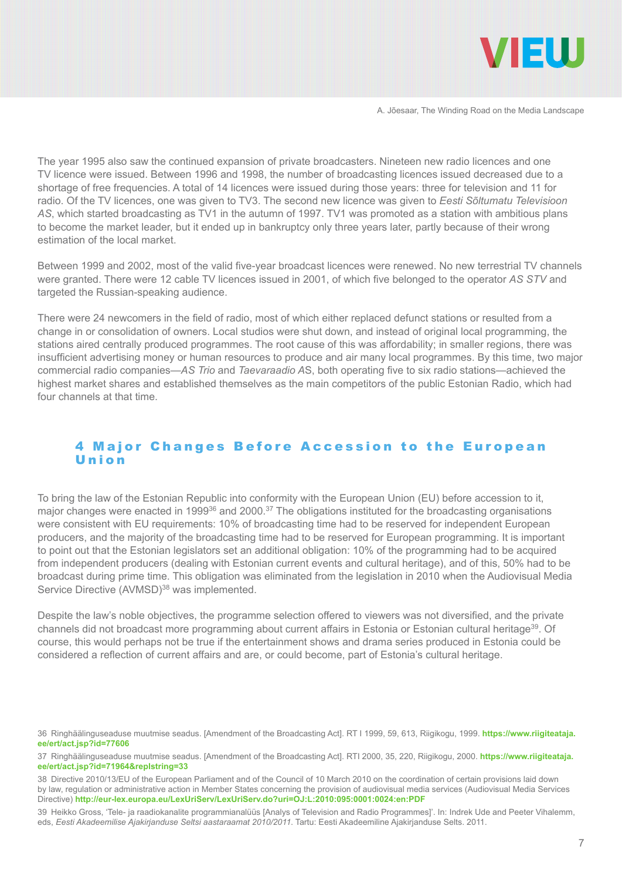The year 1995 also saw the continued expansion of private broadcasters. Nineteen new radio licences and one TV licence were issued. Between 1996 and 1998, the number of broadcasting licences issued decreased due to a shortage of free frequencies. A total of 14 licences were issued during those years: three for television and 11 for radio. Of the TV licences, one was given to TV3. The second new licence was given to *Eesti Sõltumatu Televisioon AS*, which started broadcasting as TV1 in the autumn of 1997. TV1 was promoted as a station with ambitious plans to become the market leader, but it ended up in bankruptcy only three years later, partly because of their wrong estimation of the local market.

Between 1999 and 2002, most of the valid five-year broadcast licences were renewed. No new terrestrial TV channels were granted. There were 12 cable TV licences issued in 2001, of which five belonged to the operator *AS STV* and targeted the Russian-speaking audience.

There were 24 newcomers in the field of radio, most of which either replaced defunct stations or resulted from a change in or consolidation of owners. Local studios were shut down, and instead of original local programming, the stations aired centrally produced programmes. The root cause of this was affordability; in smaller regions, there was insufficient advertising money or human resources to produce and air many local programmes. By this time, two major commercial radio companies—*AS Trio* and *Taevaraadio A*S, both operating five to six radio stations—achieved the highest market shares and established themselves as the main competitors of the public Estonian Radio, which had four channels at that time.

## 4 Major Changes Before Accession to the European Union

To bring the law of the Estonian Republic into conformity with the European Union (EU) before accession to it, major changes were enacted in 1999[36] and 2000.[37] The obligations instituted for the broadcasting organisations were consistent with EU requirements: 10% of broadcasting time had to be reserved for independent European producers, and the majority of the broadcasting time had to be reserved for European programming. It is important to point out that the Estonian legislators set an additional obligation: 10% of the programming had to be acquired from independent producers (dealing with Estonian current events and cultural heritage), and of this, 50% had to be broadcast during prime time. This obligation was eliminated from the legislation in 2010 when the Audiovisual Media Service Directive (AVMSD)[38] was implemented.

Despite the law's noble objectives, the programme selection offered to viewers was not diversified, and the private channels did not broadcast more programming about current affairs in Estonia or Estonian cultural heritage[39]. Of course, this would perhaps not be true if the entertainment shows and drama series produced in Estonia could be considered a reflection of current affairs and are, or could become, part of Estonia's cultural heritage.

36 Ringhäälinguseaduse muutmise seadus. [Amendment of the Broadcasting Act]. RT I 1999, 59, 613, Riigikogu, 1999. **https://www.riigiteataja.ee/ert/act.jsp?id=77606**

37 Ringhäälinguseaduse muutmise seadus. [Amendment of the Broadcasting Act]. RTI 2000, 35, 220, Riigikogu, 2000. **https://www.riigiteataja.ee/ert/act.jsp?id=71964&replstring=33**

38 Directive 2010/13/EU of the European Parliament and of the Council of 10 March 2010 on the coordination of certain provisions laid down by law, regulation or administrative action in Member States concerning the provision of audiovisual media services (Audiovisual Media Services Directive) **http://eur-lex.europa.eu/LexUriServ/LexUriServ.do?uri=OJ:L:2010:095:0001:0024:en:PDF**

39 Heikko Gross, 'Tele- ja raadiokanalite programmianalüüs [Analys of Television and Radio Programmes]'. In: Indrek Ude and Peeter Vihalemm, eds, *Eesti Akadeemilise Ajakirjanduse Seltsi aastaraamat 2010/2011*. Tartu: Eesti Akadeemiline Ajakirjanduse Selts. 2011.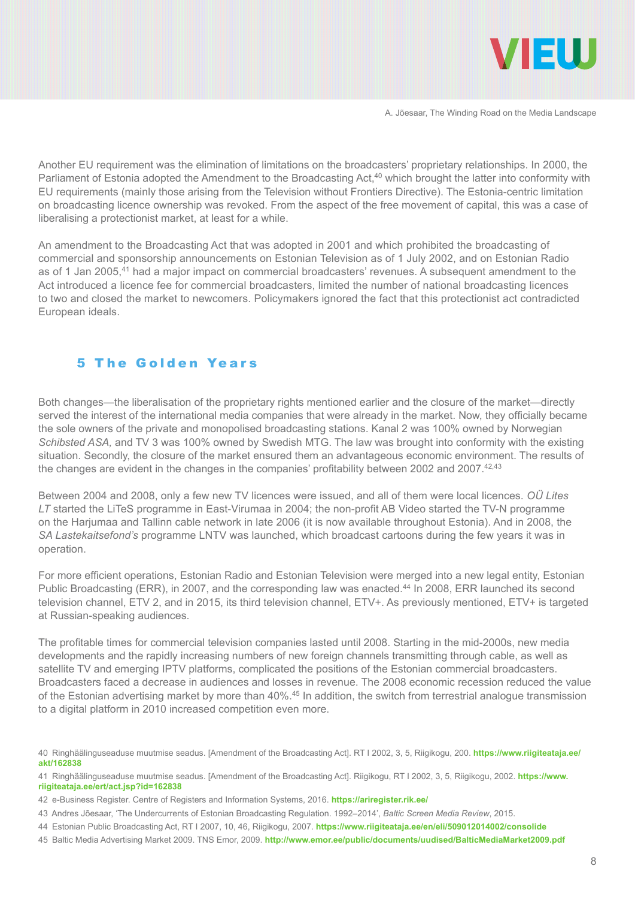Another EU requirement was the elimination of limitations on the broadcasters' proprietary relationships. In 2000, the Parliament of Estonia adopted the Amendment to the Broadcasting Act,[40] which brought the latter into conformity with EU requirements (mainly those arising from the Television without Frontiers Directive). The Estonia-centric limitation on broadcasting licence ownership was revoked. From the aspect of the free movement of capital, this was a case of liberalising a protectionist market, at least for a while.

An amendment to the Broadcasting Act that was adopted in 2001 and which prohibited the broadcasting of commercial and sponsorship announcements on Estonian Television as of 1 July 2002, and on Estonian Radio as of 1 Jan 2005,[41] had a major impact on commercial broadcasters' revenues. A subsequent amendment to the Act introduced a licence fee for commercial broadcasters, limited the number of national broadcasting licences to two and closed the market to newcomers. Policymakers ignored the fact that this protectionist act contradicted European ideals.

## 5 The Golden Years

Both changes—the liberalisation of the proprietary rights mentioned earlier and the closure of the market—directly served the interest of the international media companies that were already in the market. Now, they officially became the sole owners of the private and monopolised broadcasting stations. Kanal 2 was 100% owned by Norwegian *Schibsted ASA,* and TV 3 was 100% owned by Swedish MTG. The law was brought into conformity with the existing situation. Secondly, the closure of the market ensured them an advantageous economic environment. The results of the changes are evident in the changes in the companies' profitability between 2002 and 2007.[42,43]

Between 2004 and 2008, only a few new TV licences were issued, and all of them were local licences. *OÜ Lites LT* started the LiTeS programme in East-Virumaa in 2004; the non-profit AB Video started the TV-N programme on the Harjumaa and Tallinn cable network in late 2006 (it is now available throughout Estonia). And in 2008, the *SA Lastekaitsefond's* programme LNTV was launched, which broadcast cartoons during the few years it was in operation.

For more efficient operations, Estonian Radio and Estonian Television were merged into a new legal entity, Estonian Public Broadcasting (ERR), in 2007, and the corresponding law was enacted.[44] In 2008, ERR launched its second television channel, ETV 2, and in 2015, its third television channel, ETV+. As previously mentioned, ETV+ is targeted at Russian-speaking audiences.

The profitable times for commercial television companies lasted until 2008. Starting in the mid-2000s, new media developments and the rapidly increasing numbers of new foreign channels transmitting through cable, as well as satellite TV and emerging IPTV platforms, complicated the positions of the Estonian commercial broadcasters. Broadcasters faced a decrease in audiences and losses in revenue. The 2008 economic recession reduced the value of the Estonian advertising market by more than 40%.[45] In addition, the switch from terrestrial analogue transmission to a digital platform in 2010 increased competition even more.

---

40 Ringhäälinguseaduse muutmise seadus. [Amendment of the Broadcasting Act]. RT I 2002, 3, 5, Riigikogu, 200. **https://www.riigiteataja.ee/akt/162838**

41 Ringhäälinguseaduse muutmise seadus. [Amendment of the Broadcasting Act]. Riigikogu, RT I 2002, 3, 5, Riigikogu, 2002. **https://www.riigiteataja.ee/ert/act.jsp?id=162838**

42 e-Business Register. Centre of Registers and Information Systems, 2016. **https://ariregister.rik.ee/**

43 Andres Jõesaar, 'The Undercurrents of Estonian Broadcasting Regulation. 1992–2014', *Baltic Screen Media Review*, 2015.

44 Estonian Public Broadcasting Act, RT I 2007, 10, 46, Riigikogu, 2007. **https://www.riigiteataja.ee/en/eli/509012014002/consolide**

45 Baltic Media Advertising Market 2009. TNS Emor, 2009. **http://www.emor.ee/public/documents/uudised/BalticMediaMarket2009.pdf**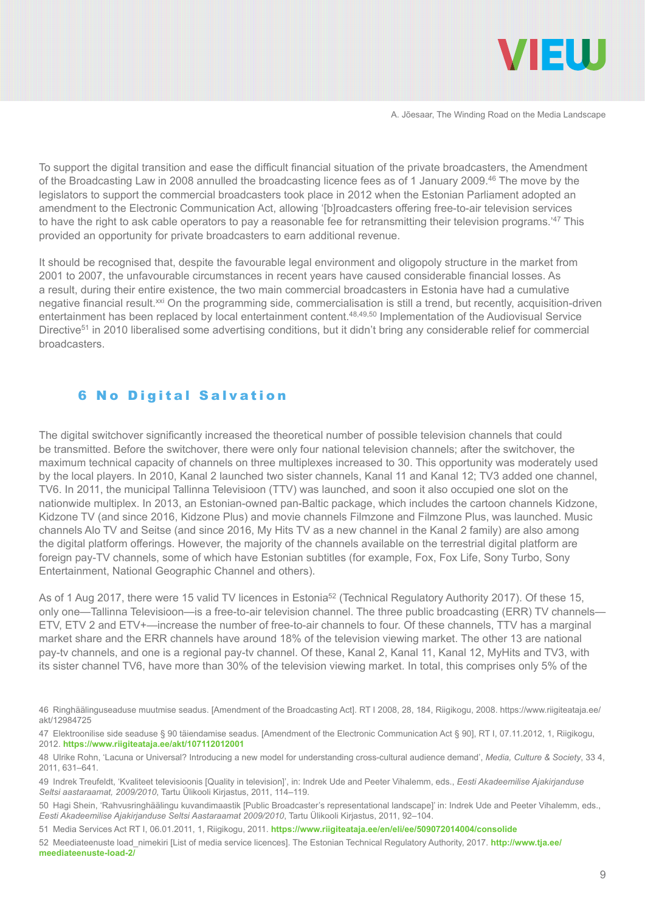To support the digital transition and ease the difficult financial situation of the private broadcasters, the Amendment of the Broadcasting Law in 2008 annulled the broadcasting licence fees as of 1 January 2009.[46] The move by the legislators to support the commercial broadcasters took place in 2012 when the Estonian Parliament adopted an amendment to the Electronic Communication Act, allowing '[b]roadcasters offering free-to-air television services to have the right to ask cable operators to pay a reasonable fee for retransmitting their television programs.'[47] This provided an opportunity for private broadcasters to earn additional revenue.

It should be recognised that, despite the favourable legal environment and oligopoly structure in the market from 2001 to 2007, the unfavourable circumstances in recent years have caused considerable financial losses. As a result, during their entire existence, the two main commercial broadcasters in Estonia have had a cumulative negative financial result.[xxi] On the programming side, commercialisation is still a trend, but recently, acquisition-driven entertainment has been replaced by local entertainment content.[48,49,50] Implementation of the Audiovisual Service Directive[51] in 2010 liberalised some advertising conditions, but it didn't bring any considerable relief for commercial broadcasters.

## 6 No Digital Salvation

The digital switchover significantly increased the theoretical number of possible television channels that could be transmitted. Before the switchover, there were only four national television channels; after the switchover, the maximum technical capacity of channels on three multiplexes increased to 30. This opportunity was moderately used by the local players. In 2010, Kanal 2 launched two sister channels, Kanal 11 and Kanal 12; TV3 added one channel, TV6. In 2011, the municipal Tallinna Televisioon (TTV) was launched, and soon it also occupied one slot on the nationwide multiplex. In 2013, an Estonian-owned pan-Baltic package, which includes the cartoon channels Kidzone, Kidzone TV (and since 2016, Kidzone Plus) and movie channels Filmzone and Filmzone Plus, was launched. Music channels Alo TV and Seitse (and since 2016, My Hits TV as a new channel in the Kanal 2 family) are also among the digital platform offerings. However, the majority of the channels available on the terrestrial digital platform are foreign pay-TV channels, some of which have Estonian subtitles (for example, Fox, Fox Life, Sony Turbo, Sony Entertainment, National Geographic Channel and others).

As of 1 Aug 2017, there were 15 valid TV licences in Estonia[52] (Technical Regulatory Authority 2017). Of these 15, only one—Tallinna Televisioon—is a free-to-air television channel. The three public broadcasting (ERR) TV channels—ETV, ETV 2 and ETV+—increase the number of free-to-air channels to four. Of these channels, TTV has a marginal market share and the ERR channels have around 18% of the television viewing market. The other 13 are national pay-tv channels, and one is a regional pay-tv channel. Of these, Kanal 2, Kanal 11, Kanal 12, MyHits and TV3, with its sister channel TV6, have more than 30% of the television viewing market. In total, this comprises only 5% of the

46 Ringhäälinguseaduse muutmise seadus. [Amendment of the Broadcasting Act]. RT I 2008, 28, 184, Riigikogu, 2008. https://www.riigiteataja.ee/akt/12984725

47 Elektroonilise side seaduse § 90 täiendamise seadus. [Amendment of the Electronic Communication Act § 90], RT I, 07.11.2012, 1, Riigikogu, 2012. **https://www.riigiteataja.ee/akt/107112012001**

48 Ulrike Rohn, 'Lacuna or Universal? Introducing a new model for understanding cross-cultural audience demand', *Media, Culture & Society*, 33 4, 2011, 631–641.

49 Indrek Treufeldt, 'Kvaliteet televisioonis [Quality in television]', in: Indrek Ude and Peeter Vihalemm, eds., *Eesti Akadeemilise Ajakirjanduse Seltsi aastaraamat, 2009/2010*, Tartu Ülikooli Kirjastus, 2011, 114–119.

50 Hagi Shein, 'Rahvusringhäälingu kuvandimaastik [Public Broadcaster's representational landscape]' in: Indrek Ude and Peeter Vihalemm, eds., *Eesti Akadeemilise Ajakirjanduse Seltsi Aastaraamat 2009/2010*, Tartu Ülikooli Kirjastus, 2011, 92–104.

51 Media Services Act RT I, 06.01.2011, 1, Riigikogu, 2011. **https://www.riigiteataja.ee/en/eli/ee/509072014004/consolide**

52 Meediateenuste load_nimekiri [List of media service licences]. The Estonian Technical Regulatory Authority, 2017. **http://www.tja.ee/meediateenuste-load-2/**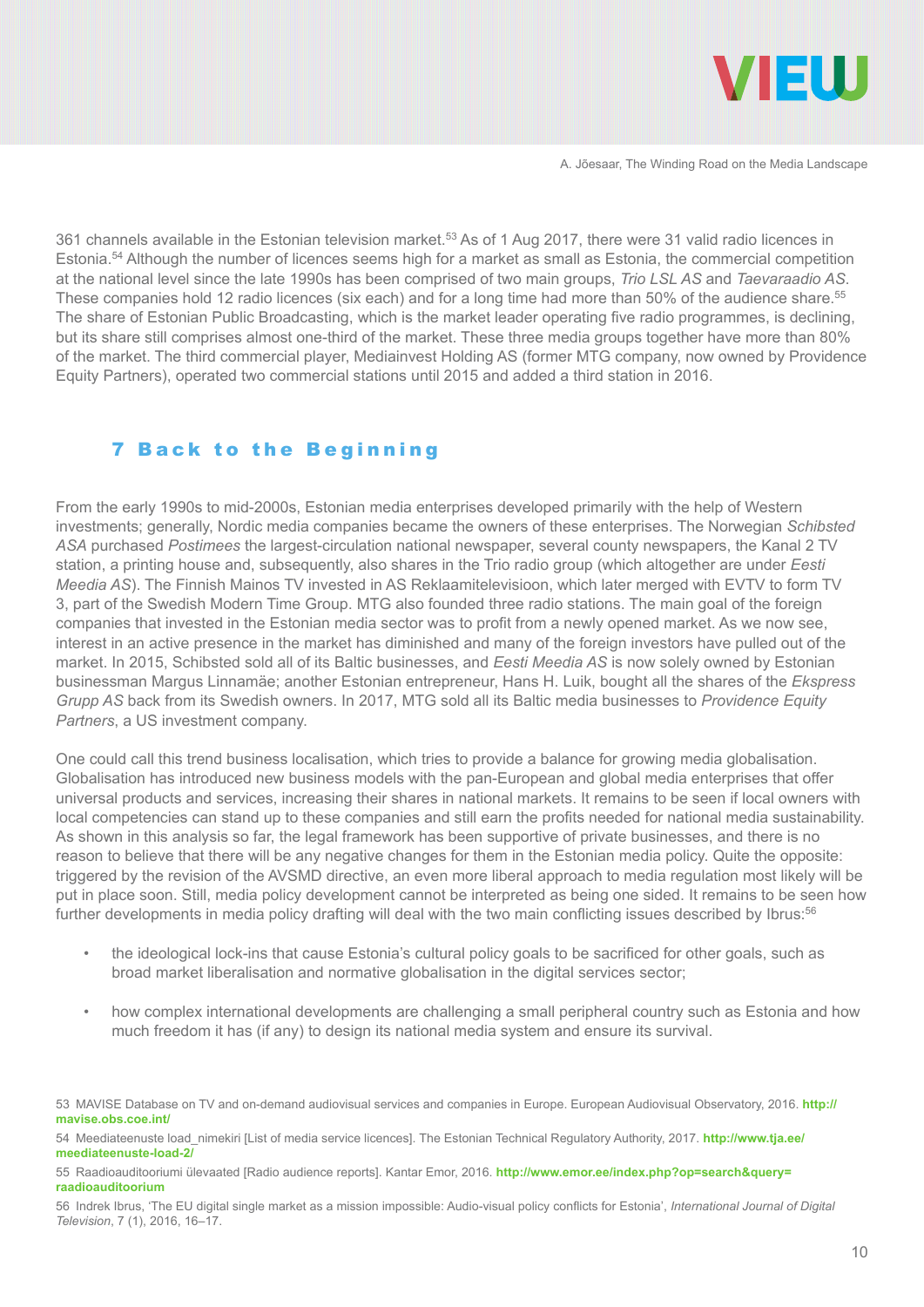361 channels available in the Estonian television market.[53] As of 1 Aug 2017, there were 31 valid radio licences in Estonia.[54] Although the number of licences seems high for a market as small as Estonia, the commercial competition at the national level since the late 1990s has been comprised of two main groups, *Trio LSL AS* and *Taevaraadio AS*. These companies hold 12 radio licences (six each) and for a long time had more than 50% of the audience share.[55] The share of Estonian Public Broadcasting, which is the market leader operating five radio programmes, is declining, but its share still comprises almost one-third of the market. These three media groups together have more than 80% of the market. The third commercial player, Mediainvest Holding AS (former MTG company, now owned by Providence Equity Partners), operated two commercial stations until 2015 and added a third station in 2016.

## 7 Back to the Beginning

From the early 1990s to mid-2000s, Estonian media enterprises developed primarily with the help of Western investments; generally, Nordic media companies became the owners of these enterprises. The Norwegian *Schibsted ASA* purchased *Postimees* the largest-circulation national newspaper, several county newspapers, the Kanal 2 TV station, a printing house and, subsequently, also shares in the Trio radio group (which altogether are under *Eesti Meedia AS*). The Finnish Mainos TV invested in AS Reklaamitelevisioon, which later merged with EVTV to form TV 3, part of the Swedish Modern Time Group. MTG also founded three radio stations. The main goal of the foreign companies that invested in the Estonian media sector was to profit from a newly opened market. As we now see, interest in an active presence in the market has diminished and many of the foreign investors have pulled out of the market. In 2015, Schibsted sold all of its Baltic businesses, and *Eesti Meedia AS* is now solely owned by Estonian businessman Margus Linnamäe; another Estonian entrepreneur, Hans H. Luik, bought all the shares of the *Ekspress Grupp AS* back from its Swedish owners. In 2017, MTG sold all its Baltic media businesses to *Providence Equity Partners*, a US investment company.

One could call this trend business localisation, which tries to provide a balance for growing media globalisation. Globalisation has introduced new business models with the pan-European and global media enterprises that offer universal products and services, increasing their shares in national markets. It remains to be seen if local owners with local competencies can stand up to these companies and still earn the profits needed for national media sustainability. As shown in this analysis so far, the legal framework has been supportive of private businesses, and there is no reason to believe that there will be any negative changes for them in the Estonian media policy. Quite the opposite: triggered by the revision of the AVSMD directive, an even more liberal approach to media regulation most likely will be put in place soon. Still, media policy development cannot be interpreted as being one sided. It remains to be seen how further developments in media policy drafting will deal with the two main conflicting issues described by Ibrus:[56]

- the ideological lock-ins that cause Estonia's cultural policy goals to be sacrificed for other goals, such as broad market liberalisation and normative globalisation in the digital services sector;
- how complex international developments are challenging a small peripheral country such as Estonia and how much freedom it has (if any) to design its national media system and ensure its survival.

53 MAVISE Database on TV and on-demand audiovisual services and companies in Europe. European Audiovisual Observatory, 2016. **http://mavise.obs.coe.int/**

54 Meediateenuste load_nimekiri [List of media service licences]. The Estonian Technical Regulatory Authority, 2017. **http://www.tja.ee/meediateenuste-load-2/**

55 Raadioauditooriumi ülevaated [Radio audience reports]. Kantar Emor, 2016. **http://www.emor.ee/index.php?op=search&query=raadioauditoorium**

56 Indrek Ibrus, 'The EU digital single market as a mission impossible: Audio-visual policy conflicts for Estonia', *International Journal of Digital Television*, 7 (1), 2016, 16–17.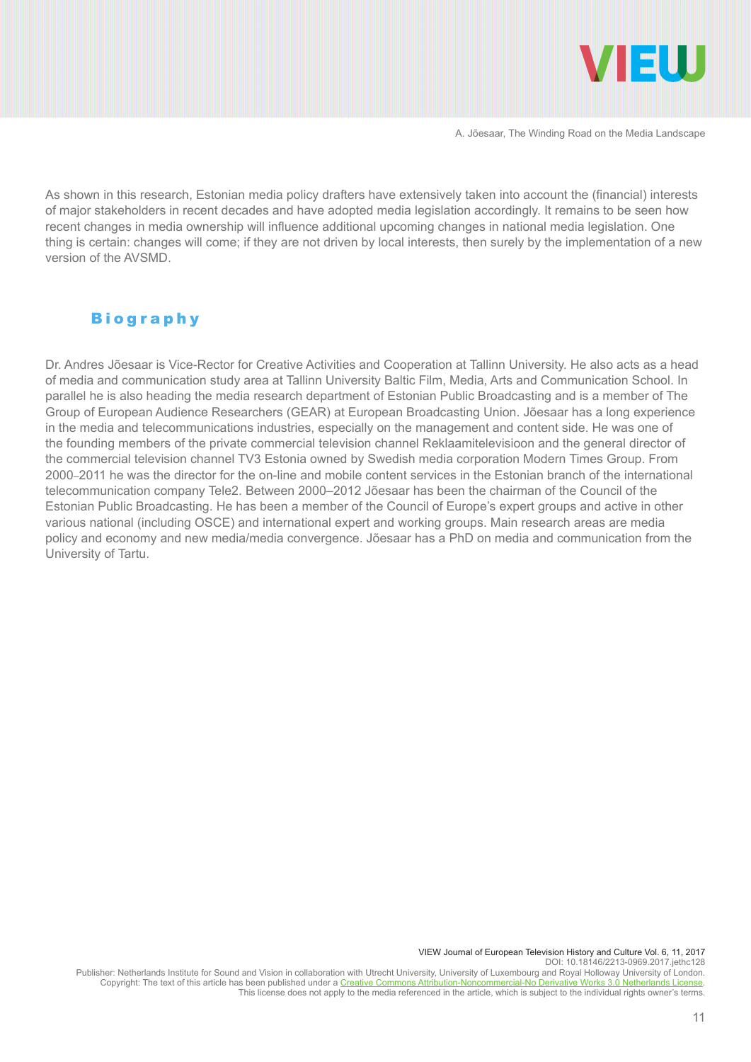As shown in this research, Estonian media policy drafters have extensively taken into account the (financial) interests of major stakeholders in recent decades and have adopted media legislation accordingly. It remains to be seen how recent changes in media ownership will influence additional upcoming changes in national media legislation. One thing is certain: changes will come; if they are not driven by local interests, then surely by the implementation of a new version of the AVSMD.

## Biography

Dr. Andres Jõesaar is Vice-Rector for Creative Activities and Cooperation at Tallinn University. He also acts as a head of media and communication study area at Tallinn University Baltic Film, Media, Arts and Communication School. In parallel he is also heading the media research department of Estonian Public Broadcasting and is a member of The Group of European Audience Researchers (GEAR) at European Broadcasting Union. Jõesaar has a long experience in the media and telecommunications industries, especially on the management and content side. He was one of the founding members of the private commercial television channel Reklaamitelevisioon and the general director of the commercial television channel TV3 Estonia owned by Swedish media corporation Modern Times Group. From 2000–2011 he was the director for the on-line and mobile content services in the Estonian branch of the international telecommunication company Tele2. Between 2000–2012 Jõesaar has been the chairman of the Council of the Estonian Public Broadcasting. He has been a member of the Council of Europe's expert groups and active in other various national (including OSCE) and international expert and working groups. Main research areas are media policy and economy and new media/media convergence. Jõesaar has a PhD on media and communication from the University of Tartu.